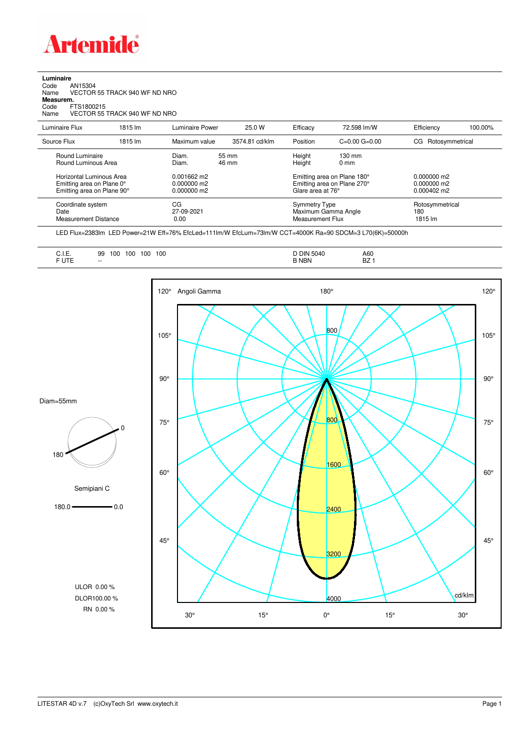# Artemide

**Luminaire**

Code AN15304
Name VECTOR 55 TRACK 940 WF ND NRO

**Measurem.**

Code FTS1800215
Name VECTOR 55 TRACK 940 WF ND NRO

| Luminaire Flux | 1815 lm | Luminaire Power | 25.0 W | Efficacy | 72.598 lm/W | Efficiency | 100.00% |
|---|---|---|---|---|---|---|---|
| Source Flux | 1815 lm | Maximum value | 3574.81 cd/klm | Position | C=0.00 G=0.00 | CG | Rotosymmetrical |

| | | | | |
|---|---|---|---|---|
| Round Luminaire | Diam. 55 mm | Height 130 mm | |
| Round Luminous Area | Diam. 46 mm | Height 0 mm | |
| Horizontal Luminous Area | 0.001662 m2 | Emitting area on Plane 180° | 0.000000 m2 |
| Emitting area on Plane 0° | 0.000000 m2 | Emitting area on Plane 270° | 0.000000 m2 |
| Emitting area on Plane 90° | 0.000000 m2 | Glare area at 76° | 0.000402 m2 |
| Coordinate system | CG | Symmetry Type | Rotosymmetrical |
| Date | 27-09-2021 | Maximum Gamma Angle | 180 |
| Measurement Distance | 0.00 | Measurement Flux | 1815 lm |

LED Flux=2383lm LED Power=21W Eff=76% EfcLed=111lm/W EfcLum=73lm/W CCT=4000K Ra=90 SDCM=3 L70(6K)=50000h

| | | | |
|---|---|---|---|
| C.I.E. | 99 100 100 100 100 | D DIN 5040 | A60 |
| F UTE | -- | B NBN | BZ 1 |

Diam=55mm

Semipiani C

180.0 — 0.0

ULOR 0.00 %
DLOR100.00 %
RN 0.00 %

120° Angoli Gamma 180° 120°

105° 105°
90° 90°
75° 75°
60° 60°
45° 45°

800, 800, 1600, 2400, 3200, 4000 cd/klm

30° 15° 0° 15° 30°

LITESTAR 4D v.7 (c)OxyTech Srl www.oxytech.it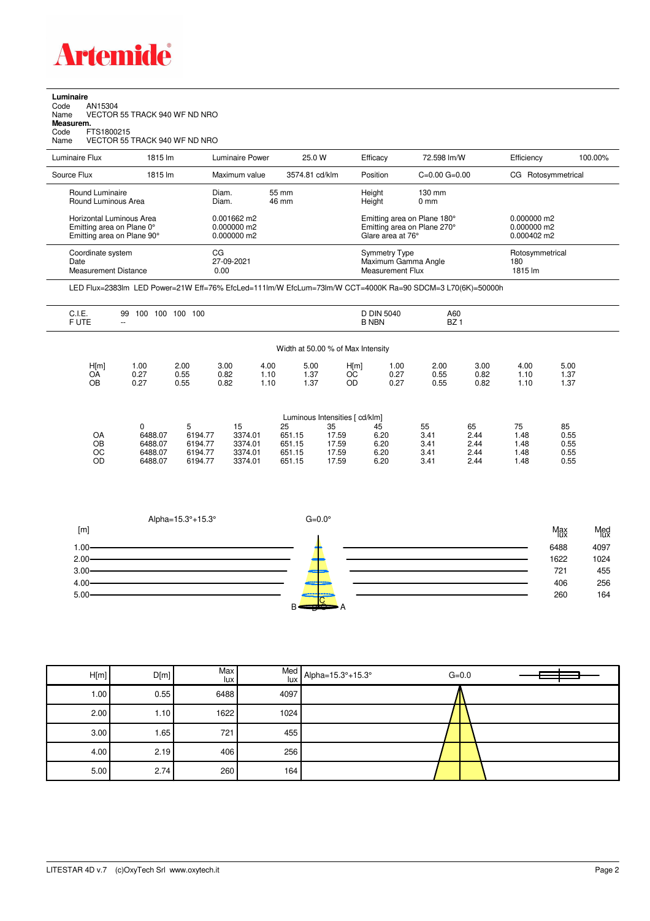Artemide

**Luminaire**
Code AN15304
Name VECTOR 55 TRACK 940 WF ND NRO
**Measurem.**
Code FTS1800215
Name VECTOR 55 TRACK 940 WF ND NRO

| | | | | | | | |
|---|---|---|---|---|---|---|---|
| Luminaire Flux | 1815 lm | Luminaire Power | 25.0 W | Efficacy | 72.598 lm/W | Efficiency | 100.00% |
| Source Flux | 1815 lm | Maximum value | 3574.81 cd/klm | Position | C=0.00 G=0.00 | CG Rotosymmetrical | |

| | | | | | |
|---|---|---|---|---|---|
| Round Luminaire | Diam. | 55 mm | Height | 130 mm | |
| Round Luminous Area | Diam. | 46 mm | Height | 0 mm | |
| Horizontal Luminous Area | 0.001662 m2 | | Emitting area on Plane 180° | | 0.000000 m2 |
| Emitting area on Plane 0° | 0.000000 m2 | | Emitting area on Plane 270° | | 0.000000 m2 |
| Emitting area on Plane 90° | 0.000000 m2 | | Glare area at 76° | | 0.000402 m2 |
| Coordinate system | CG | | Symmetry Type | | Rotosymmetrical |
| Date | 27-09-2021 | | Maximum Gamma Angle | | 180 |
| Measurement Distance | 0.00 | | Measurement Flux | | 1815 lm |

LED Flux=2383lm LED Power=21W Eff=76% EfcLed=111lm/W EfcLum=73lm/W CCT=4000K Ra=90 SDCM=3 L70(6K)=50000h

| | | | |
|---|---|---|---|
| C.I.E. | 99 100 100 100 100 | D DIN 5040 | A60 |
| F UTE | -- | B NBN | BZ 1 |

Width at 50.00 % of Max Intensity

| H[m] | 1.00 | 2.00 | 3.00 | 4.00 | 5.00 | H[m] | 1.00 | 2.00 | 3.00 | 4.00 | 5.00 |
|---|---|---|---|---|---|---|---|---|---|---|---|
| OA | 0.27 | 0.55 | 0.82 | 1.10 | 1.37 | OC | 0.27 | 0.55 | 0.82 | 1.10 | 1.37 |
| OB | 0.27 | 0.55 | 0.82 | 1.10 | 1.37 | OD | 0.27 | 0.55 | 0.82 | 1.10 | 1.37 |

Luminous Intensities [ cd/klm]

| | 0 | 5 | 15 | 25 | 35 | 45 | 55 | 65 | 75 | 85 |
|---|---|---|---|---|---|---|---|---|---|---|
| OA | 6488.07 | 6194.77 | 3374.01 | 651.15 | 17.59 | 6.20 | 3.41 | 2.44 | 1.48 | 0.55 |
| OB | 6488.07 | 6194.77 | 3374.01 | 651.15 | 17.59 | 6.20 | 3.41 | 2.44 | 1.48 | 0.55 |
| OC | 6488.07 | 6194.77 | 3374.01 | 651.15 | 17.59 | 6.20 | 3.41 | 2.44 | 1.48 | 0.55 |
| OD | 6488.07 | 6194.77 | 3374.01 | 651.15 | 17.59 | 6.20 | 3.41 | 2.44 | 1.48 | 0.55 |

Alpha=15.3°+15.3°
G=0.0°
[m]
1.00
2.00
3.00
4.00
5.00
B D C A
Max lux: 6488, 1622, 721, 406, 260
Med lux: 4097, 1024, 455, 256, 164

| H[m] | D[m] | Max lux | Med lux | Alpha=15.3°+15.3° | G=0.0 |
|---|---|---|---|---|---|
| 1.00 | 0.55 | 6488 | 4097 | | |
| 2.00 | 1.10 | 1622 | 1024 | | |
| 3.00 | 1.65 | 721 | 455 | | |
| 4.00 | 2.19 | 406 | 256 | | |
| 5.00 | 2.74 | 260 | 164 | | |

LITESTAR 4D v.7 (c)OxyTech Srl www.oxytech.it